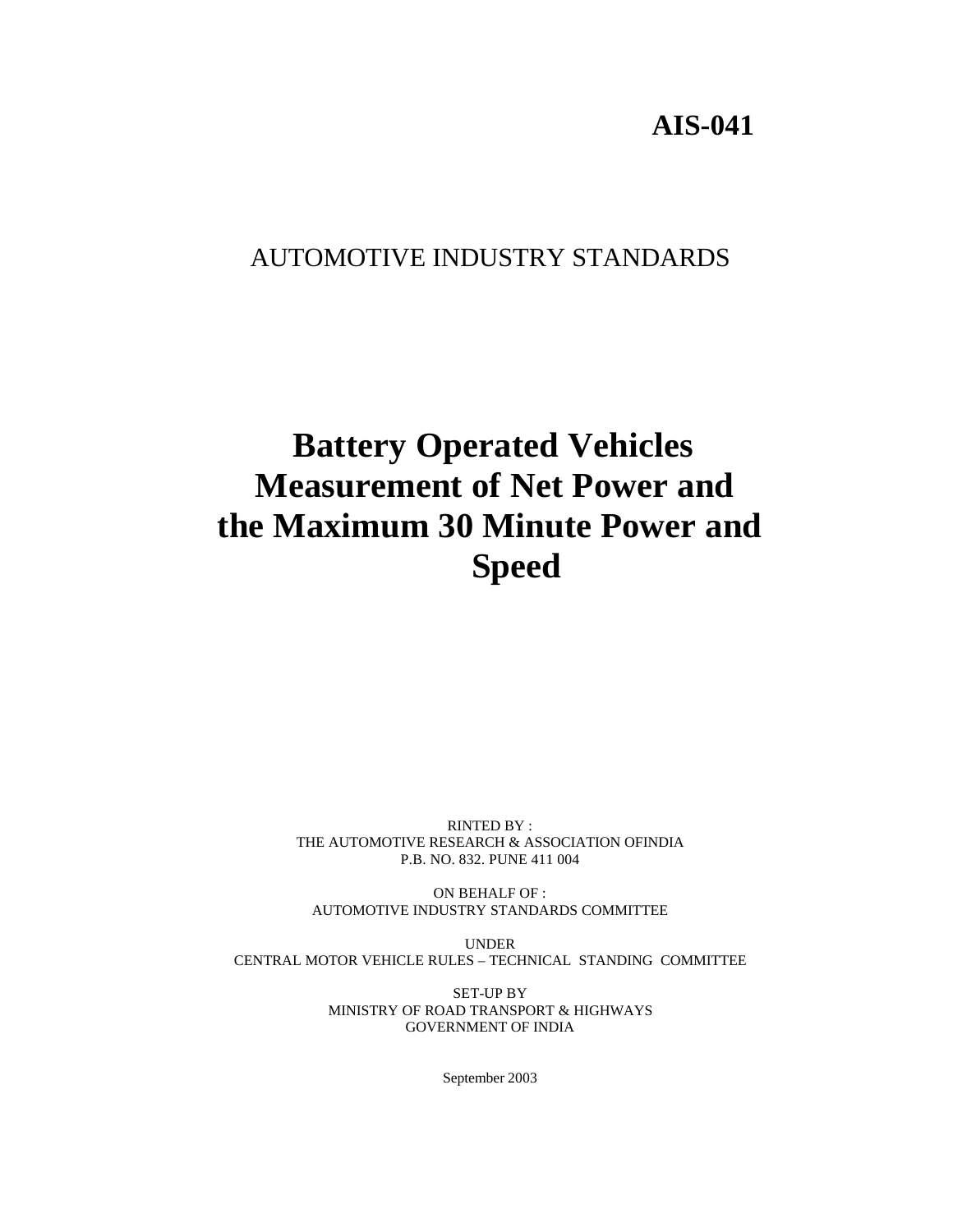**AIS-041**

AUTOMOTIVE INDUSTRY STANDARDS

# Battery Operated Vehicles Measurement of Net Power and the Maximum 30 Minute Power and Speed

RINTED BY :
THE AUTOMOTIVE RESEARCH & ASSOCIATION OFINDIA
P.B. NO. 832. PUNE 411 004

ON BEHALF OF :
AUTOMOTIVE INDUSTRY STANDARDS COMMITTEE

UNDER
CENTRAL MOTOR VEHICLE RULES – TECHNICAL STANDING COMMITTEE

SET-UP BY
MINISTRY OF ROAD TRANSPORT & HIGHWAYS
GOVERNMENT OF INDIA

September 2003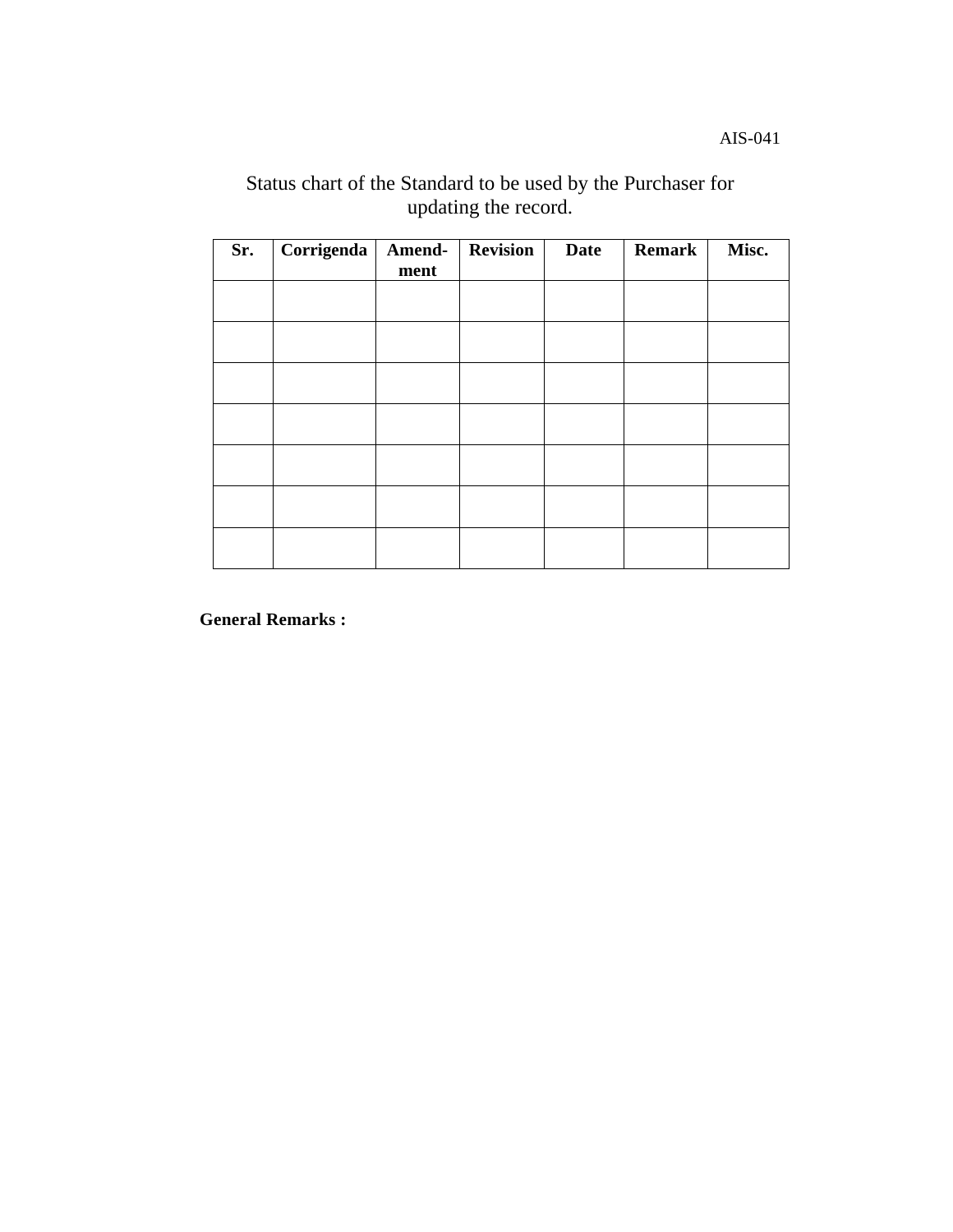Status chart of the Standard to be used by the Purchaser for updating the record.

| Sr. | Corrigenda | Amend-ment | Revision | Date | Remark | Misc. |
|---|---|---|---|---|---|---|
| | | | | | | |
| | | | | | | |
| | | | | | | |
| | | | | | | |
| | | | | | | |
| | | | | | | |
| | | | | | | |

**General Remarks :**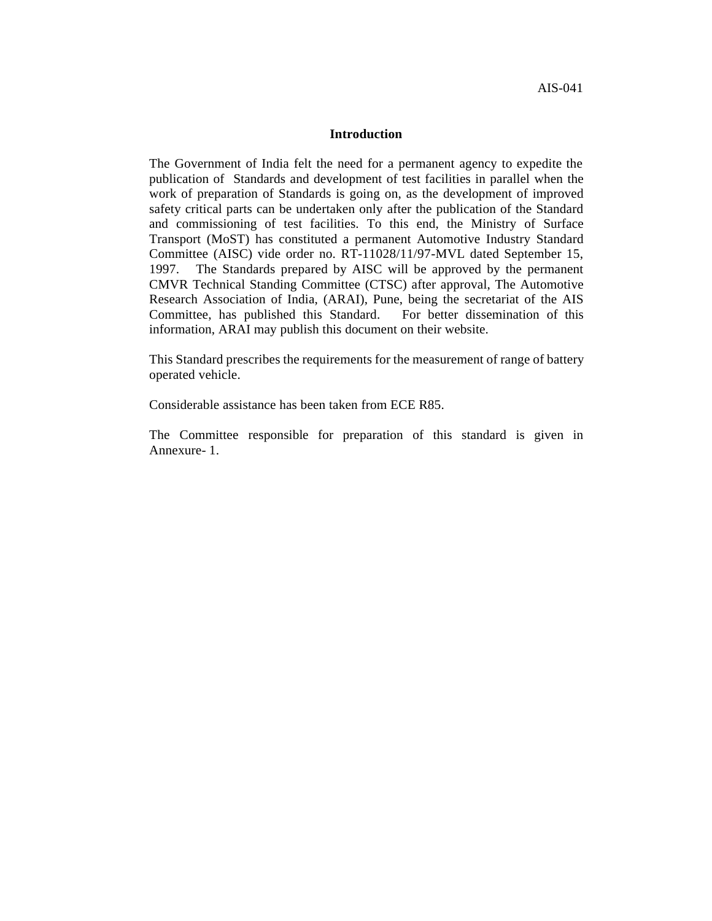## Introduction

The Government of India felt the need for a permanent agency to expedite the publication of Standards and development of test facilities in parallel when the work of preparation of Standards is going on, as the development of improved safety critical parts can be undertaken only after the publication of the Standard and commissioning of test facilities. To this end, the Ministry of Surface Transport (MoST) has constituted a permanent Automotive Industry Standard Committee (AISC) vide order no. RT-11028/11/97-MVL dated September 15, 1997. The Standards prepared by AISC will be approved by the permanent CMVR Technical Standing Committee (CTSC) after approval, The Automotive Research Association of India, (ARAI), Pune, being the secretariat of the AIS Committee, has published this Standard. For better dissemination of this information, ARAI may publish this document on their website.

This Standard prescribes the requirements for the measurement of range of battery operated vehicle.

Considerable assistance has been taken from ECE R85.

The Committee responsible for preparation of this standard is given in Annexure- 1.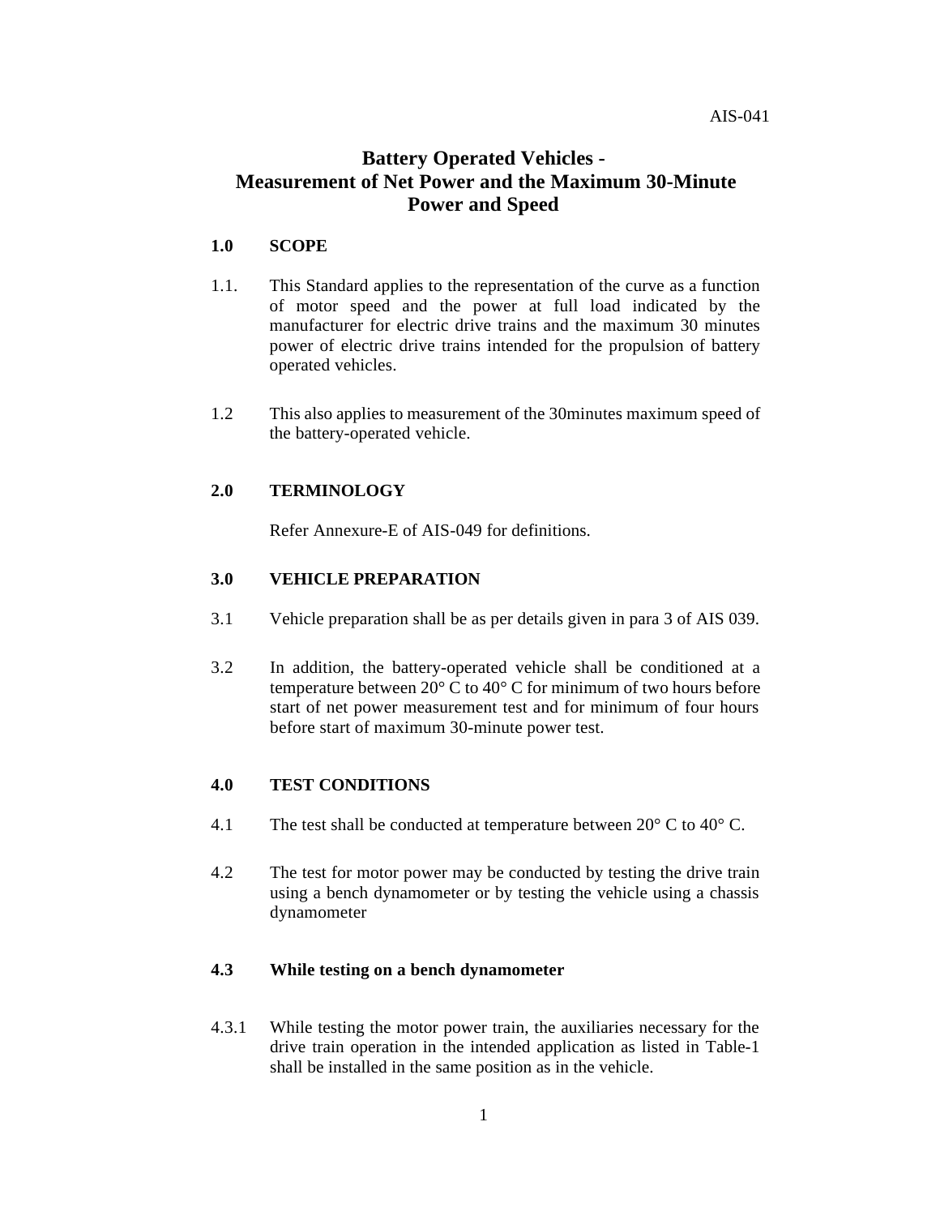# Battery Operated Vehicles - Measurement of Net Power and the Maximum 30-Minute Power and Speed

## 1.0 SCOPE

1.1. This Standard applies to the representation of the curve as a function of motor speed and the power at full load indicated by the manufacturer for electric drive trains and the maximum 30 minutes power of electric drive trains intended for the propulsion of battery operated vehicles.

1.2 This also applies to measurement of the 30minutes maximum speed of the battery-operated vehicle.

## 2.0 TERMINOLOGY

Refer Annexure-E of AIS-049 for definitions.

## 3.0 VEHICLE PREPARATION

3.1 Vehicle preparation shall be as per details given in para 3 of AIS 039.

3.2 In addition, the battery-operated vehicle shall be conditioned at a temperature between 20° C to 40° C for minimum of two hours before start of net power measurement test and for minimum of four hours before start of maximum 30-minute power test.

## 4.0 TEST CONDITIONS

4.1 The test shall be conducted at temperature between 20° C to 40° C.

4.2 The test for motor power may be conducted by testing the drive train using a bench dynamometer or by testing the vehicle using a chassis dynamometer

### 4.3 While testing on a bench dynamometer

4.3.1 While testing the motor power train, the auxiliaries necessary for the drive train operation in the intended application as listed in Table-1 shall be installed in the same position as in the vehicle.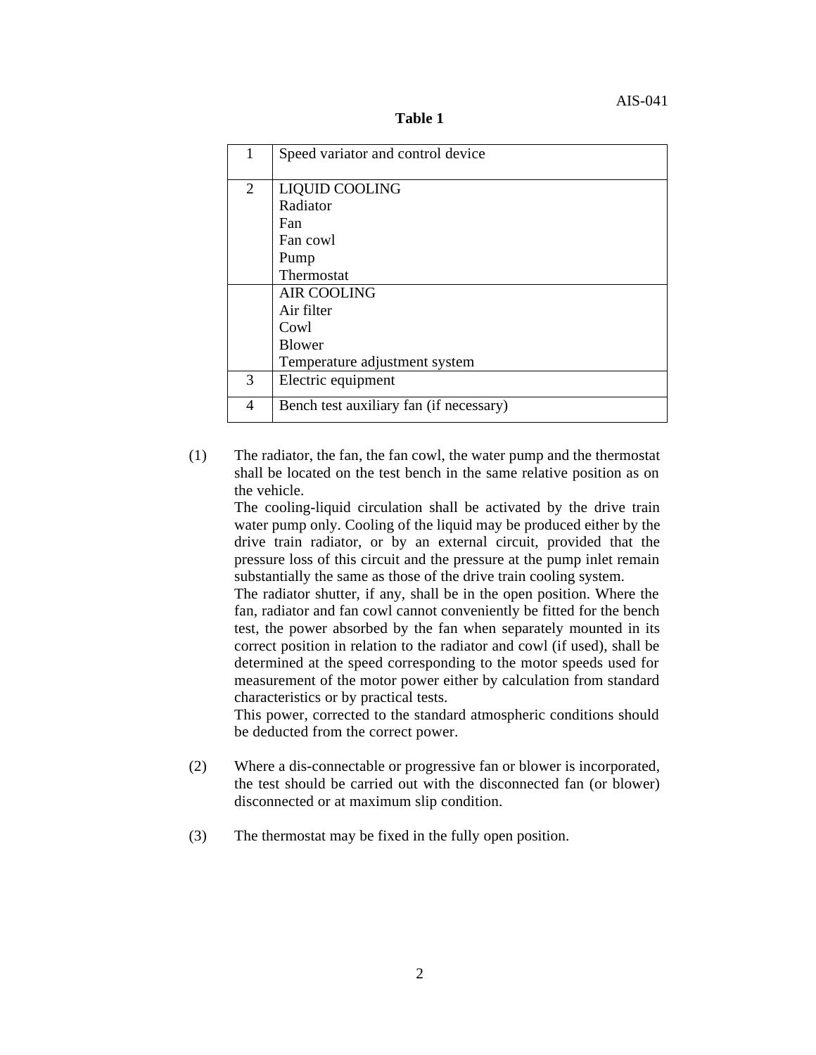**Table 1**

| | |
|---|---|
| 1 | Speed variator and control device |
| 2 | LIQUID COOLING<br>Radiator<br>Fan<br>Fan cowl<br>Pump<br>Thermostat |
| | AIR COOLING<br>Air filter<br>Cowl<br>Blower<br>Temperature adjustment system |
| 3 | Electric equipment |
| 4 | Bench test auxiliary fan (if necessary) |

(1) The radiator, the fan, the fan cowl, the water pump and the thermostat shall be located on the test bench in the same relative position as on the vehicle.
The cooling-liquid circulation shall be activated by the drive train water pump only. Cooling of the liquid may be produced either by the drive train radiator, or by an external circuit, provided that the pressure loss of this circuit and the pressure at the pump inlet remain substantially the same as those of the drive train cooling system.
The radiator shutter, if any, shall be in the open position. Where the fan, radiator and fan cowl cannot conveniently be fitted for the bench test, the power absorbed by the fan when separately mounted in its correct position in relation to the radiator and cowl (if used), shall be determined at the speed corresponding to the motor speeds used for measurement of the motor power either by calculation from standard characteristics or by practical tests.
This power, corrected to the standard atmospheric conditions should be deducted from the correct power.

(2) Where a dis-connectable or progressive fan or blower is incorporated, the test should be carried out with the disconnected fan (or blower) disconnected or at maximum slip condition.

(3) The thermostat may be fixed in the fully open position.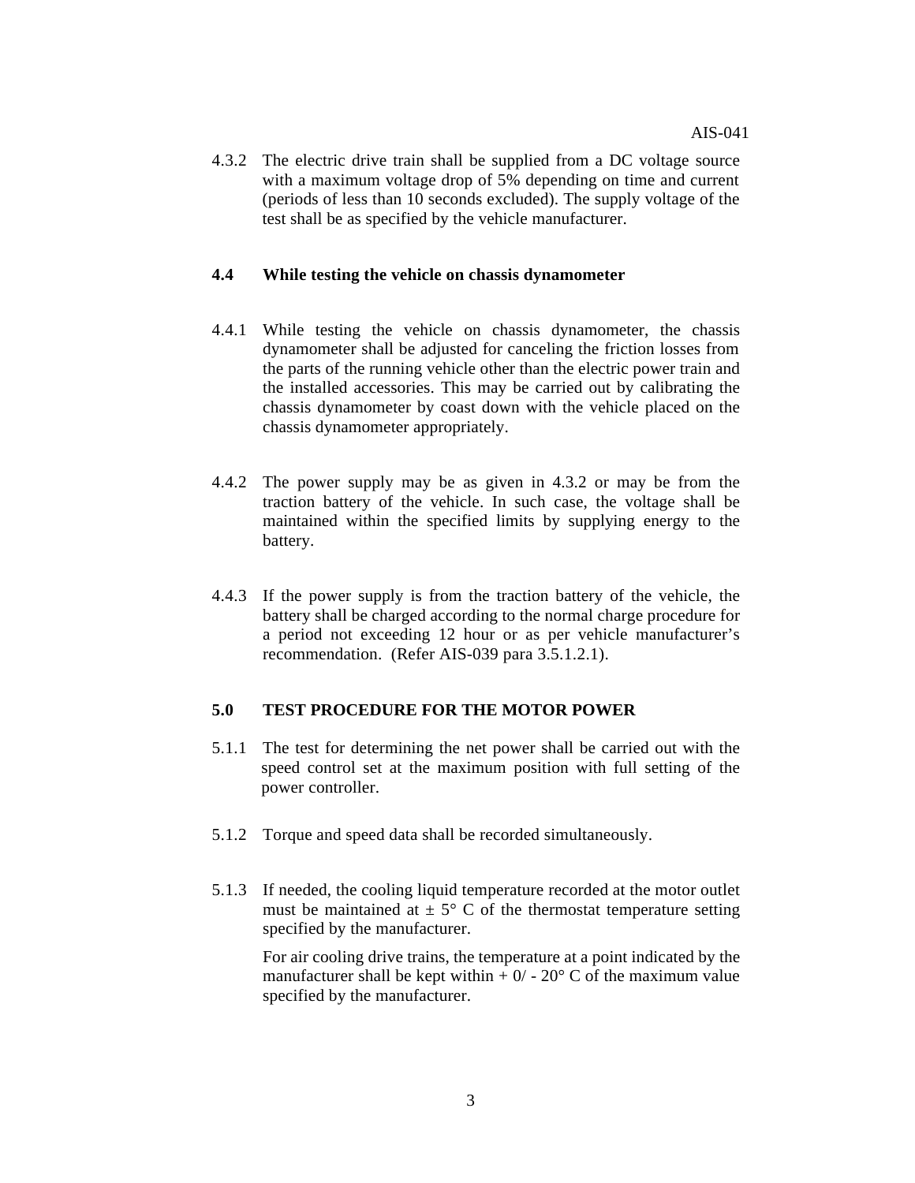4.3.2 The electric drive train shall be supplied from a DC voltage source with a maximum voltage drop of 5% depending on time and current (periods of less than 10 seconds excluded). The supply voltage of the test shall be as specified by the vehicle manufacturer.

### 4.4 While testing the vehicle on chassis dynamometer

4.4.1 While testing the vehicle on chassis dynamometer, the chassis dynamometer shall be adjusted for canceling the friction losses from the parts of the running vehicle other than the electric power train and the installed accessories. This may be carried out by calibrating the chassis dynamometer by coast down with the vehicle placed on the chassis dynamometer appropriately.

4.4.2 The power supply may be as given in 4.3.2 or may be from the traction battery of the vehicle. In such case, the voltage shall be maintained within the specified limits by supplying energy to the battery.

4.4.3 If the power supply is from the traction battery of the vehicle, the battery shall be charged according to the normal charge procedure for a period not exceeding 12 hour or as per vehicle manufacturer's recommendation. (Refer AIS-039 para 3.5.1.2.1).

## 5.0 TEST PROCEDURE FOR THE MOTOR POWER

5.1.1 The test for determining the net power shall be carried out with the speed control set at the maximum position with full setting of the power controller.

5.1.2 Torque and speed data shall be recorded simultaneously.

5.1.3 If needed, the cooling liquid temperature recorded at the motor outlet must be maintained at ± 5° C of the thermostat temperature setting specified by the manufacturer.

For air cooling drive trains, the temperature at a point indicated by the manufacturer shall be kept within + 0/ - 20° C of the maximum value specified by the manufacturer.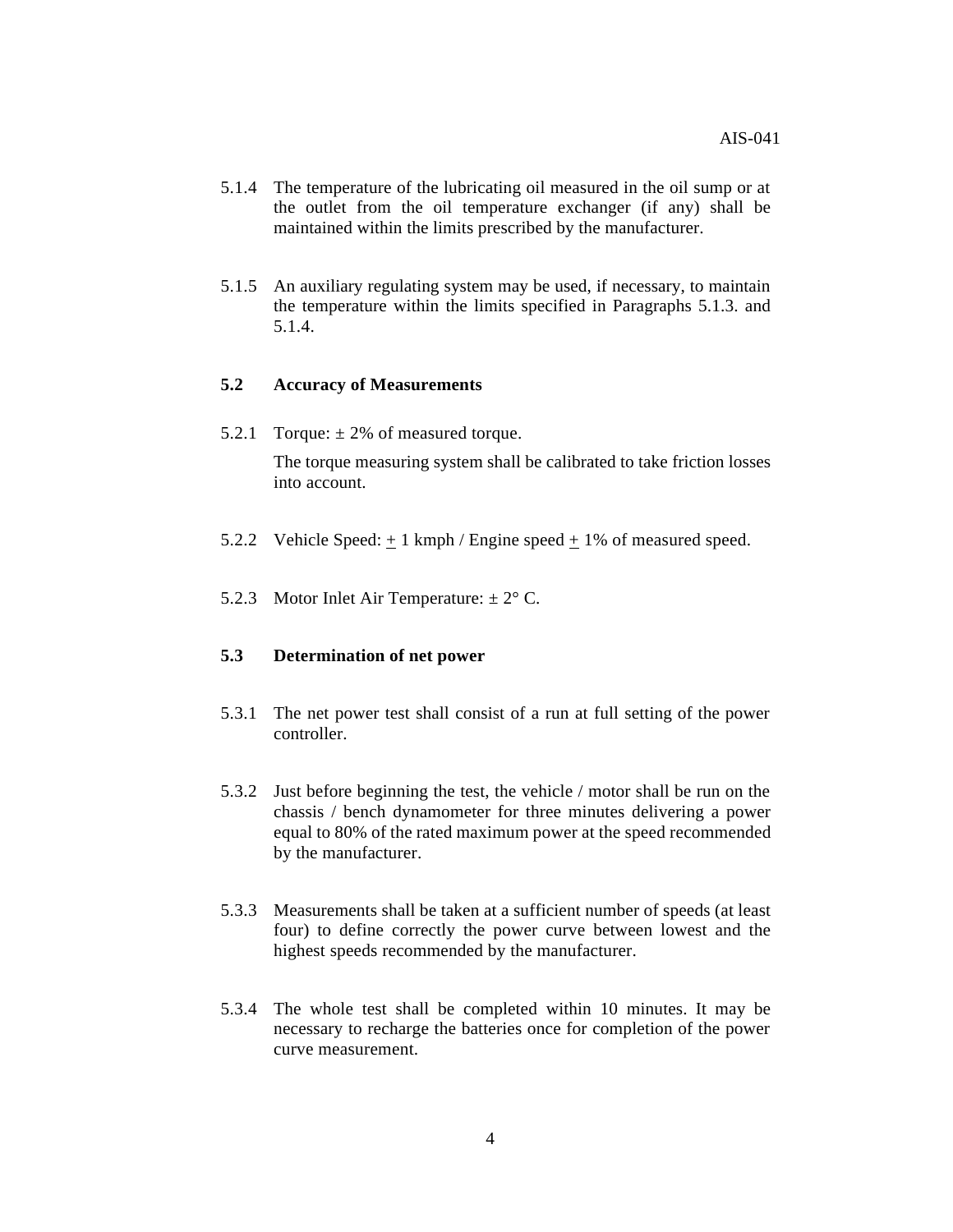5.1.4 The temperature of the lubricating oil measured in the oil sump or at the outlet from the oil temperature exchanger (if any) shall be maintained within the limits prescribed by the manufacturer.

5.1.5 An auxiliary regulating system may be used, if necessary, to maintain the temperature within the limits specified in Paragraphs 5.1.3. and 5.1.4.

**5.2 Accuracy of Measurements**

5.2.1 Torque: ± 2% of measured torque.

The torque measuring system shall be calibrated to take friction losses into account.

5.2.2 Vehicle Speed: ± 1 kmph / Engine speed ± 1% of measured speed.

5.2.3 Motor Inlet Air Temperature: ± 2° C.

**5.3 Determination of net power**

5.3.1 The net power test shall consist of a run at full setting of the power controller.

5.3.2 Just before beginning the test, the vehicle / motor shall be run on the chassis / bench dynamometer for three minutes delivering a power equal to 80% of the rated maximum power at the speed recommended by the manufacturer.

5.3.3 Measurements shall be taken at a sufficient number of speeds (at least four) to define correctly the power curve between lowest and the highest speeds recommended by the manufacturer.

5.3.4 The whole test shall be completed within 10 minutes. It may be necessary to recharge the batteries once for completion of the power curve measurement.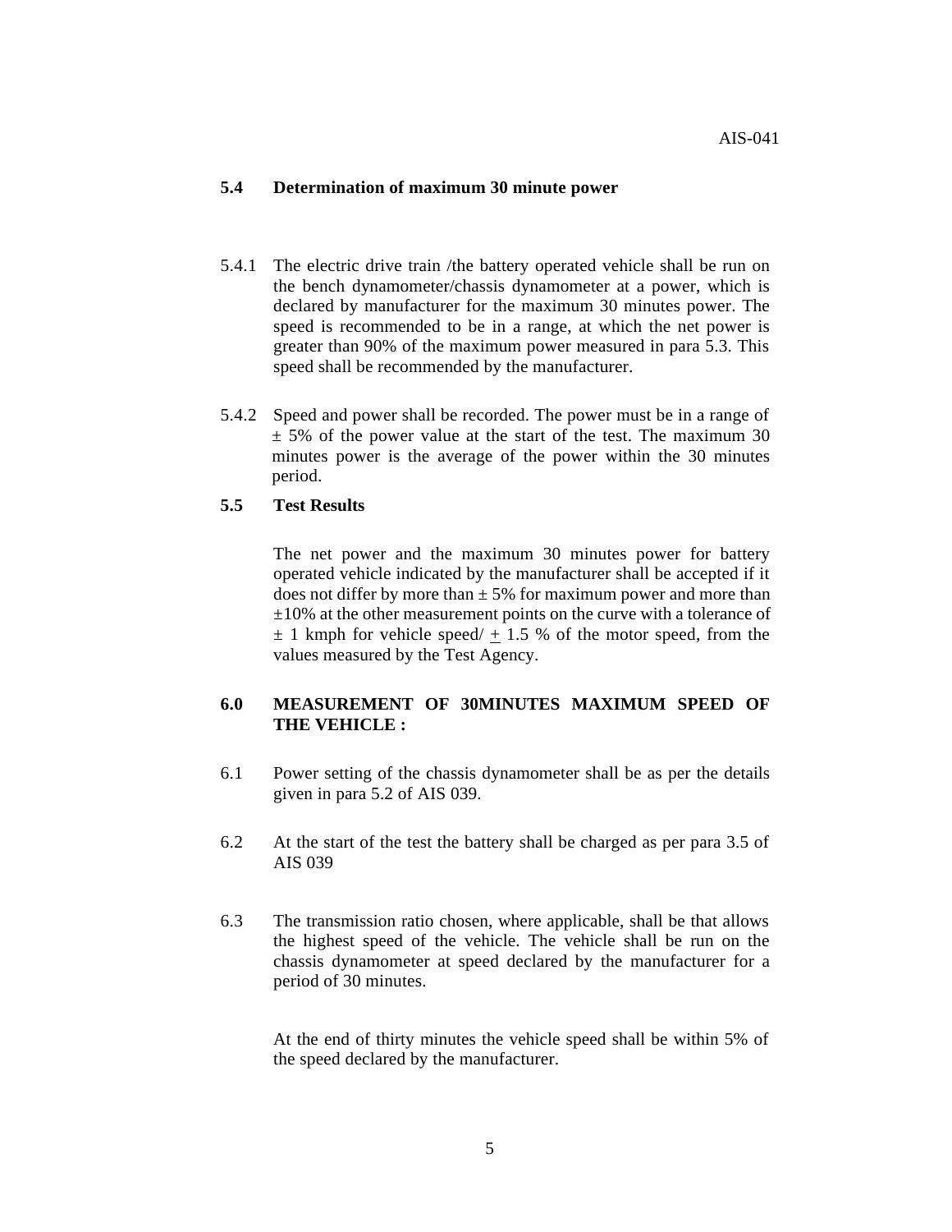### 5.4 Determination of maximum 30 minute power

5.4.1 The electric drive train /the battery operated vehicle shall be run on the bench dynamometer/chassis dynamometer at a power, which is declared by manufacturer for the maximum 30 minutes power. The speed is recommended to be in a range, at which the net power is greater than 90% of the maximum power measured in para 5.3. This speed shall be recommended by the manufacturer.

5.4.2 Speed and power shall be recorded. The power must be in a range of ± 5% of the power value at the start of the test. The maximum 30 minutes power is the average of the power within the 30 minutes period.

### 5.5 Test Results

The net power and the maximum 30 minutes power for battery operated vehicle indicated by the manufacturer shall be accepted if it does not differ by more than ± 5% for maximum power and more than ±10% at the other measurement points on the curve with a tolerance of ± 1 kmph for vehicle speed/ ± 1.5 % of the motor speed, from the values measured by the Test Agency.

## 6.0 MEASUREMENT OF 30MINUTES MAXIMUM SPEED OF THE VEHICLE :

6.1 Power setting of the chassis dynamometer shall be as per the details given in para 5.2 of AIS 039.

6.2 At the start of the test the battery shall be charged as per para 3.5 of AIS 039

6.3 The transmission ratio chosen, where applicable, shall be that allows the highest speed of the vehicle. The vehicle shall be run on the chassis dynamometer at speed declared by the manufacturer for a period of 30 minutes.

At the end of thirty minutes the vehicle speed shall be within 5% of the speed declared by the manufacturer.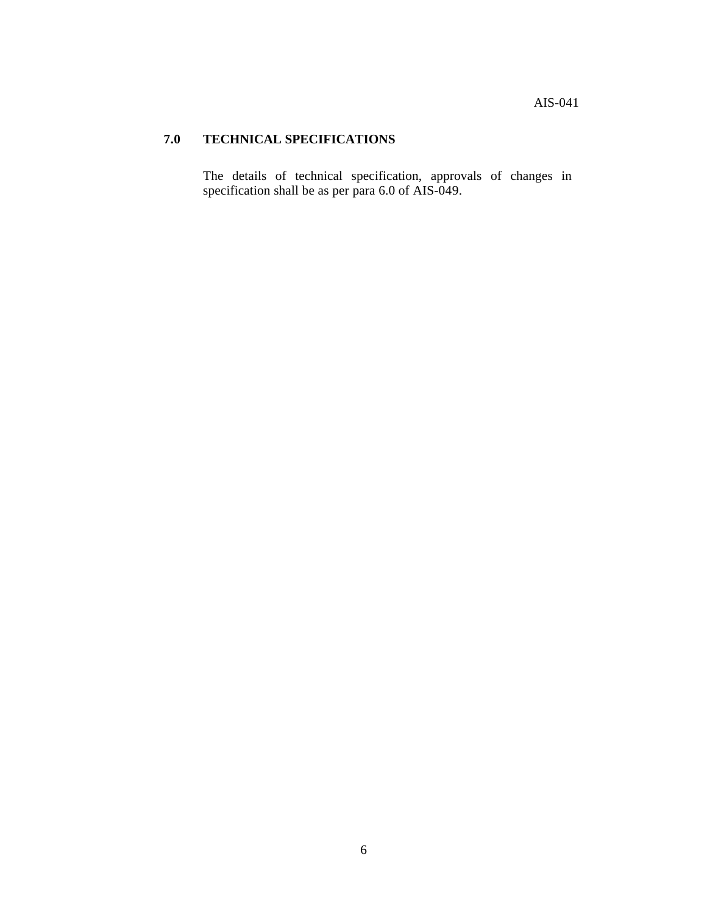## 7.0 TECHNICAL SPECIFICATIONS

The details of technical specification, approvals of changes in specification shall be as per para 6.0 of AIS-049.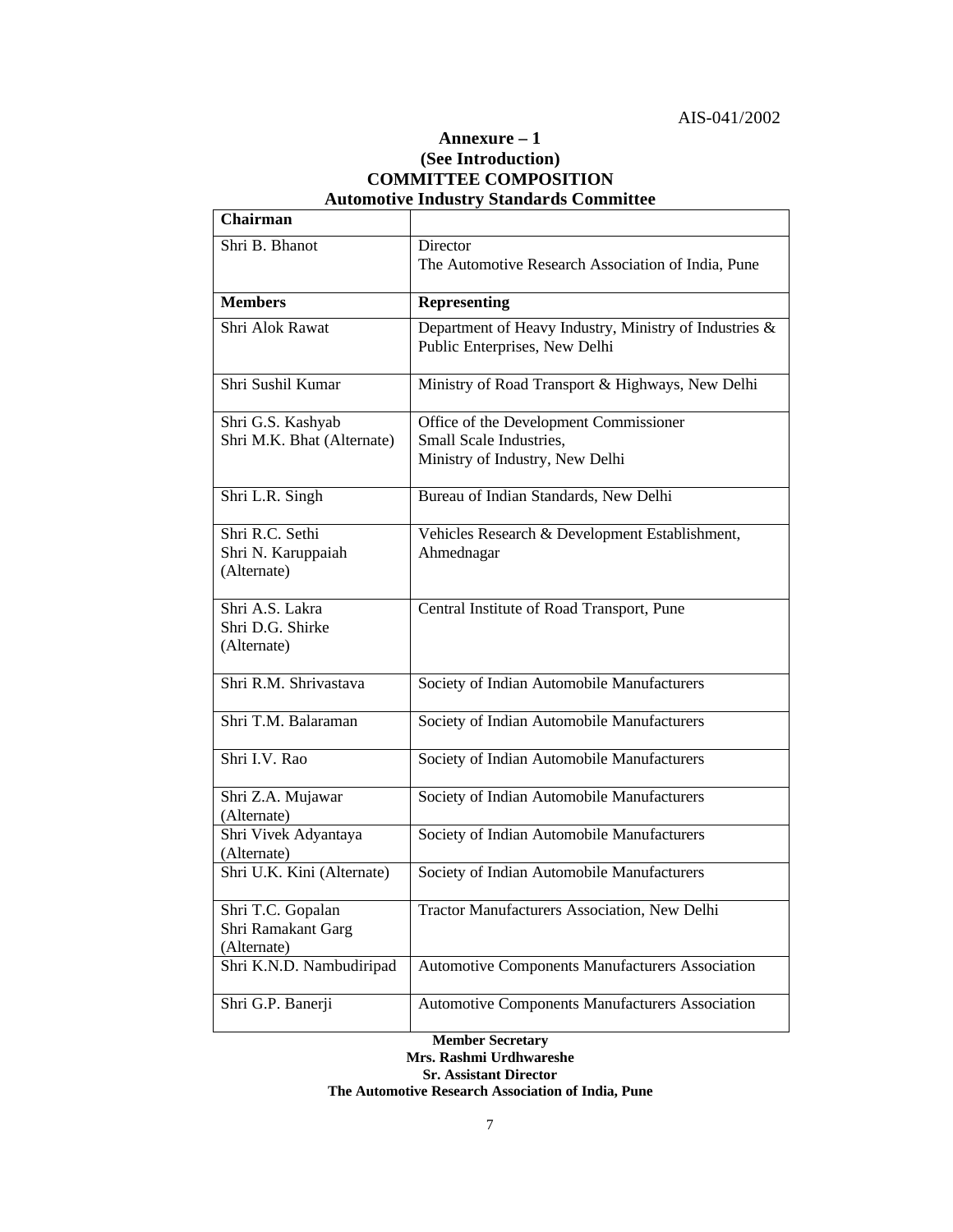## Annexure – 1
### (See Introduction)
### COMMITTEE COMPOSITION
### Automotive Industry Standards Committee

| **Chairman** | |
|---|---|
| Shri B. Bhanot | Director<br>The Automotive Research Association of India, Pune |
| **Members** | **Representing** |
| Shri Alok Rawat | Department of Heavy Industry, Ministry of Industries & Public Enterprises, New Delhi |
| Shri Sushil Kumar | Ministry of Road Transport & Highways, New Delhi |
| Shri G.S. Kashyab<br>Shri M.K. Bhat (Alternate) | Office of the Development Commissioner<br>Small Scale Industries,<br>Ministry of Industry, New Delhi |
| Shri L.R. Singh | Bureau of Indian Standards, New Delhi |
| Shri R.C. Sethi<br>Shri N. Karuppaiah (Alternate) | Vehicles Research & Development Establishment, Ahmednagar |
| Shri A.S. Lakra<br>Shri D.G. Shirke (Alternate) | Central Institute of Road Transport, Pune |
| Shri R.M. Shrivastava | Society of Indian Automobile Manufacturers |
| Shri T.M. Balaraman | Society of Indian Automobile Manufacturers |
| Shri I.V. Rao | Society of Indian Automobile Manufacturers |
| Shri Z.A. Mujawar (Alternate) | Society of Indian Automobile Manufacturers |
| Shri Vivek Adyantaya (Alternate) | Society of Indian Automobile Manufacturers |
| Shri U.K. Kini (Alternate) | Society of Indian Automobile Manufacturers |
| Shri T.C. Gopalan<br>Shri Ramakant Garg (Alternate) | Tractor Manufacturers Association, New Delhi |
| Shri K.N.D. Nambudiripad | Automotive Components Manufacturers Association |
| Shri G.P. Banerji | Automotive Components Manufacturers Association |

**Member Secretary**
**Mrs. Rashmi Urdhwareshe**
**Sr. Assistant Director**
**The Automotive Research Association of India, Pune**